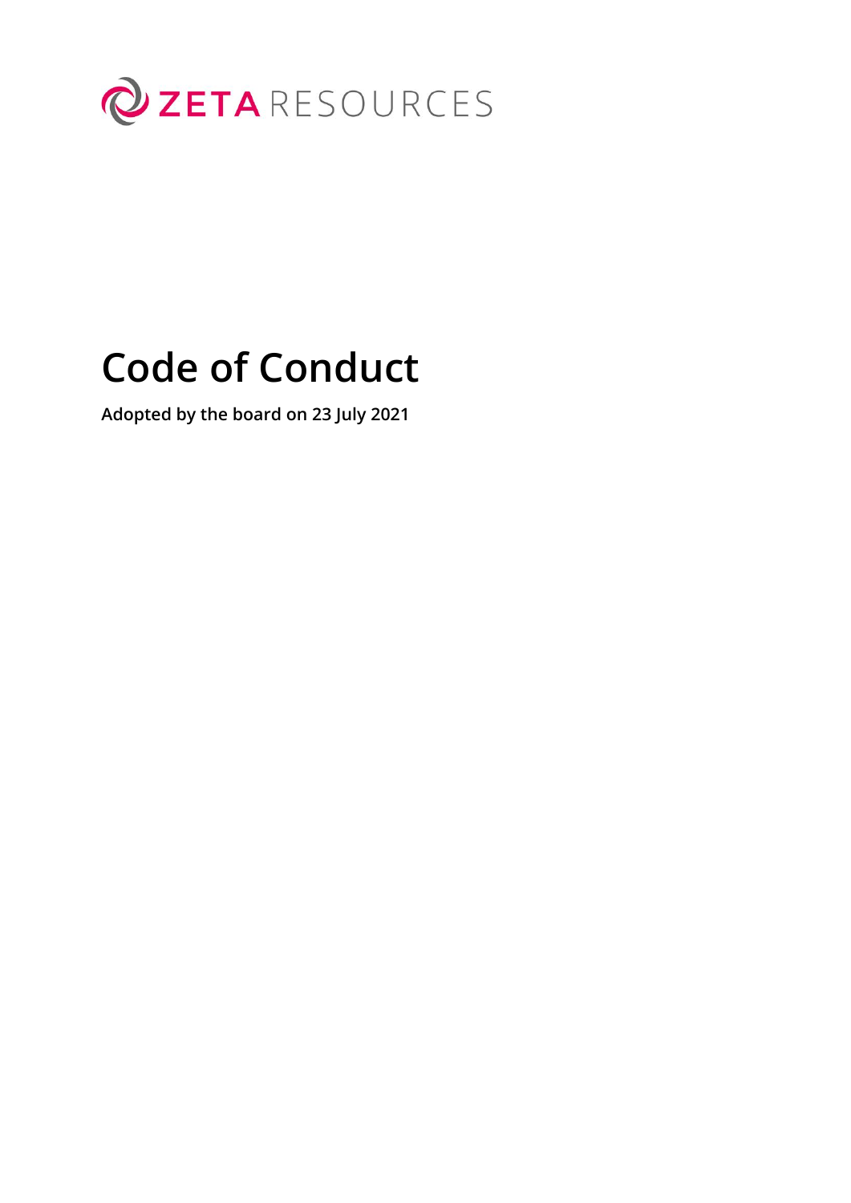ZETA RESOURCES

# Code of Conduct

**Adopted by the board on 23 July 2021**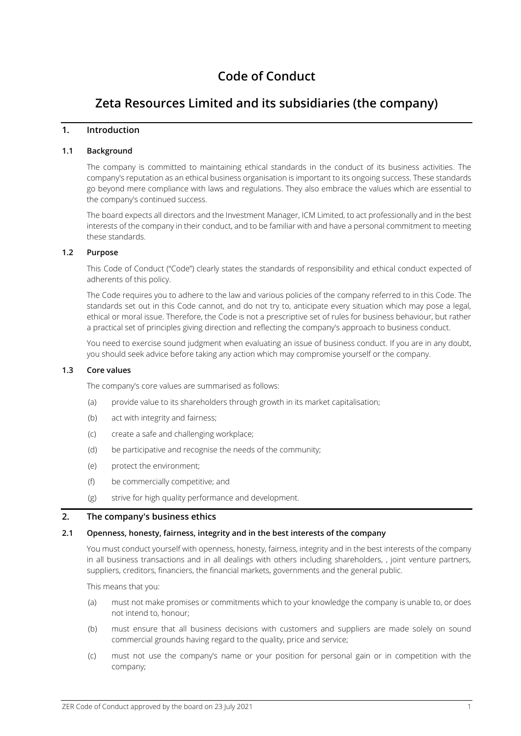# Code of Conduct

# Zeta Resources Limited and its subsidiaries (the company)

## 1. Introduction

### 1.1 Background

The company is committed to maintaining ethical standards in the conduct of its business activities. The company's reputation as an ethical business organisation is important to its ongoing success. These standards go beyond mere compliance with laws and regulations. They also embrace the values which are essential to the company's continued success.

The board expects all directors and the Investment Manager, ICM Limited, to act professionally and in the best interests of the company in their conduct, and to be familiar with and have a personal commitment to meeting these standards.

### 1.2 Purpose

This Code of Conduct ("Code") clearly states the standards of responsibility and ethical conduct expected of adherents of this policy.

The Code requires you to adhere to the law and various policies of the company referred to in this Code. The standards set out in this Code cannot, and do not try to, anticipate every situation which may pose a legal, ethical or moral issue. Therefore, the Code is not a prescriptive set of rules for business behaviour, but rather a practical set of principles giving direction and reflecting the company's approach to business conduct.

You need to exercise sound judgment when evaluating an issue of business conduct. If you are in any doubt, you should seek advice before taking any action which may compromise yourself or the company.

### 1.3 Core values

The company's core values are summarised as follows:

(a) provide value to its shareholders through growth in its market capitalisation;

(b) act with integrity and fairness;

(c) create a safe and challenging workplace;

(d) be participative and recognise the needs of the community;

(e) protect the environment;

(f) be commercially competitive; and

(g) strive for high quality performance and development.

## 2. The company's business ethics

### 2.1 Openness, honesty, fairness, integrity and in the best interests of the company

You must conduct yourself with openness, honesty, fairness, integrity and in the best interests of the company in all business transactions and in all dealings with others including shareholders, , joint venture partners, suppliers, creditors, financiers, the financial markets, governments and the general public.

This means that you:

(a) must not make promises or commitments which to your knowledge the company is unable to, or does not intend to, honour;

(b) must ensure that all business decisions with customers and suppliers are made solely on sound commercial grounds having regard to the quality, price and service;

(c) must not use the company's name or your position for personal gain or in competition with the company;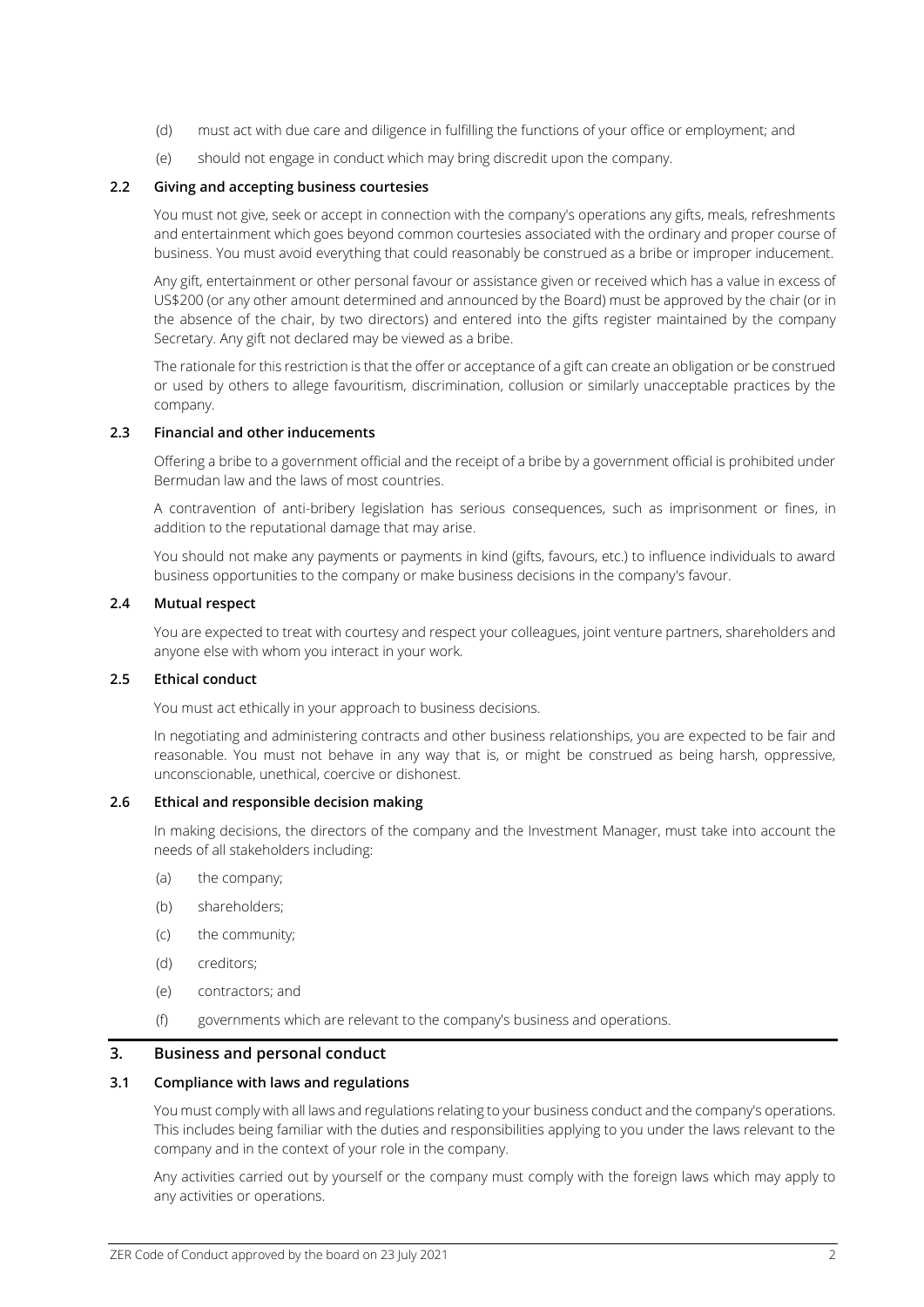(d) must act with due care and diligence in fulfilling the functions of your office or employment; and

(e) should not engage in conduct which may bring discredit upon the company.

### 2.2 Giving and accepting business courtesies

You must not give, seek or accept in connection with the company's operations any gifts, meals, refreshments and entertainment which goes beyond common courtesies associated with the ordinary and proper course of business. You must avoid everything that could reasonably be construed as a bribe or improper inducement.

Any gift, entertainment or other personal favour or assistance given or received which has a value in excess of US$200 (or any other amount determined and announced by the Board) must be approved by the chair (or in the absence of the chair, by two directors) and entered into the gifts register maintained by the company Secretary. Any gift not declared may be viewed as a bribe.

The rationale for this restriction is that the offer or acceptance of a gift can create an obligation or be construed or used by others to allege favouritism, discrimination, collusion or similarly unacceptable practices by the company.

### 2.3 Financial and other inducements

Offering a bribe to a government official and the receipt of a bribe by a government official is prohibited under Bermudan law and the laws of most countries.

A contravention of anti-bribery legislation has serious consequences, such as imprisonment or fines, in addition to the reputational damage that may arise.

You should not make any payments or payments in kind (gifts, favours, etc.) to influence individuals to award business opportunities to the company or make business decisions in the company's favour.

### 2.4 Mutual respect

You are expected to treat with courtesy and respect your colleagues, joint venture partners, shareholders and anyone else with whom you interact in your work.

### 2.5 Ethical conduct

You must act ethically in your approach to business decisions.

In negotiating and administering contracts and other business relationships, you are expected to be fair and reasonable. You must not behave in any way that is, or might be construed as being harsh, oppressive, unconscionable, unethical, coercive or dishonest.

### 2.6 Ethical and responsible decision making

In making decisions, the directors of the company and the Investment Manager, must take into account the needs of all stakeholders including:

(a) the company;

(b) shareholders;

(c) the community;

(d) creditors;

(e) contractors; and

(f) governments which are relevant to the company's business and operations.

## 3. Business and personal conduct

### 3.1 Compliance with laws and regulations

You must comply with all laws and regulations relating to your business conduct and the company's operations. This includes being familiar with the duties and responsibilities applying to you under the laws relevant to the company and in the context of your role in the company.

Any activities carried out by yourself or the company must comply with the foreign laws which may apply to any activities or operations.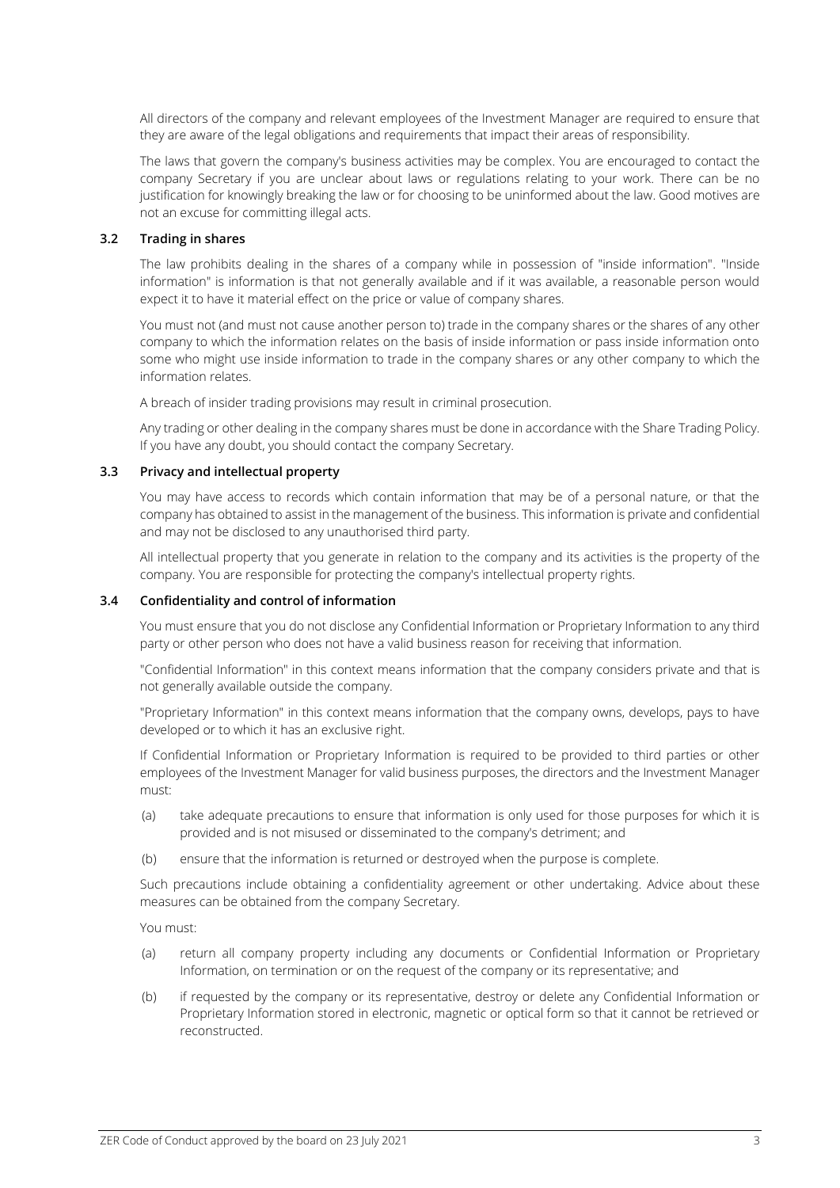All directors of the company and relevant employees of the Investment Manager are required to ensure that they are aware of the legal obligations and requirements that impact their areas of responsibility.

The laws that govern the company's business activities may be complex. You are encouraged to contact the company Secretary if you are unclear about laws or regulations relating to your work. There can be no justification for knowingly breaking the law or for choosing to be uninformed about the law. Good motives are not an excuse for committing illegal acts.

### 3.2 Trading in shares

The law prohibits dealing in the shares of a company while in possession of "inside information". "Inside information" is information is that not generally available and if it was available, a reasonable person would expect it to have it material effect on the price or value of company shares.

You must not (and must not cause another person to) trade in the company shares or the shares of any other company to which the information relates on the basis of inside information or pass inside information onto some who might use inside information to trade in the company shares or any other company to which the information relates.

A breach of insider trading provisions may result in criminal prosecution.

Any trading or other dealing in the company shares must be done in accordance with the Share Trading Policy. If you have any doubt, you should contact the company Secretary.

### 3.3 Privacy and intellectual property

You may have access to records which contain information that may be of a personal nature, or that the company has obtained to assist in the management of the business. This information is private and confidential and may not be disclosed to any unauthorised third party.

All intellectual property that you generate in relation to the company and its activities is the property of the company. You are responsible for protecting the company's intellectual property rights.

### 3.4 Confidentiality and control of information

You must ensure that you do not disclose any Confidential Information or Proprietary Information to any third party or other person who does not have a valid business reason for receiving that information.

"Confidential Information" in this context means information that the company considers private and that is not generally available outside the company.

"Proprietary Information" in this context means information that the company owns, develops, pays to have developed or to which it has an exclusive right.

If Confidential Information or Proprietary Information is required to be provided to third parties or other employees of the Investment Manager for valid business purposes, the directors and the Investment Manager must:

(a) take adequate precautions to ensure that information is only used for those purposes for which it is provided and is not misused or disseminated to the company's detriment; and

(b) ensure that the information is returned or destroyed when the purpose is complete.

Such precautions include obtaining a confidentiality agreement or other undertaking. Advice about these measures can be obtained from the company Secretary.

You must:

(a) return all company property including any documents or Confidential Information or Proprietary Information, on termination or on the request of the company or its representative; and

(b) if requested by the company or its representative, destroy or delete any Confidential Information or Proprietary Information stored in electronic, magnetic or optical form so that it cannot be retrieved or reconstructed.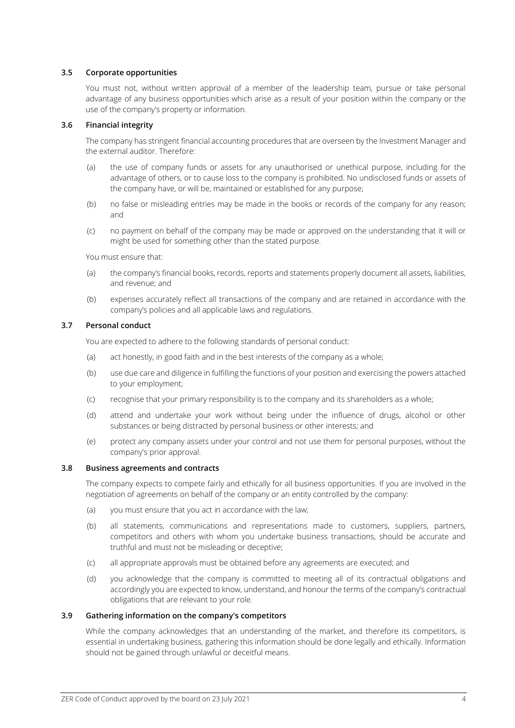### 3.5 Corporate opportunities

You must not, without written approval of a member of the leadership team, pursue or take personal advantage of any business opportunities which arise as a result of your position within the company or the use of the company's property or information.

### 3.6 Financial integrity

The company has stringent financial accounting procedures that are overseen by the Investment Manager and the external auditor. Therefore:

(a) the use of company funds or assets for any unauthorised or unethical purpose, including for the advantage of others, or to cause loss to the company is prohibited. No undisclosed funds or assets of the company have, or will be, maintained or established for any purpose;

(b) no false or misleading entries may be made in the books or records of the company for any reason; and

(c) no payment on behalf of the company may be made or approved on the understanding that it will or might be used for something other than the stated purpose.

You must ensure that:

(a) the company's financial books, records, reports and statements properly document all assets, liabilities, and revenue; and

(b) expenses accurately reflect all transactions of the company and are retained in accordance with the company's policies and all applicable laws and regulations.

### 3.7 Personal conduct

You are expected to adhere to the following standards of personal conduct:

(a) act honestly, in good faith and in the best interests of the company as a whole;

(b) use due care and diligence in fulfilling the functions of your position and exercising the powers attached to your employment;

(c) recognise that your primary responsibility is to the company and its shareholders as a whole;

(d) attend and undertake your work without being under the influence of drugs, alcohol or other substances or being distracted by personal business or other interests; and

(e) protect any company assets under your control and not use them for personal purposes, without the company's prior approval.

### 3.8 Business agreements and contracts

The company expects to compete fairly and ethically for all business opportunities. If you are involved in the negotiation of agreements on behalf of the company or an entity controlled by the company:

(a) you must ensure that you act in accordance with the law;

(b) all statements, communications and representations made to customers, suppliers, partners, competitors and others with whom you undertake business transactions, should be accurate and truthful and must not be misleading or deceptive;

(c) all appropriate approvals must be obtained before any agreements are executed; and

(d) you acknowledge that the company is committed to meeting all of its contractual obligations and accordingly you are expected to know, understand, and honour the terms of the company's contractual obligations that are relevant to your role.

### 3.9 Gathering information on the company's competitors

While the company acknowledges that an understanding of the market, and therefore its competitors, is essential in undertaking business, gathering this information should be done legally and ethically. Information should not be gained through unlawful or deceitful means.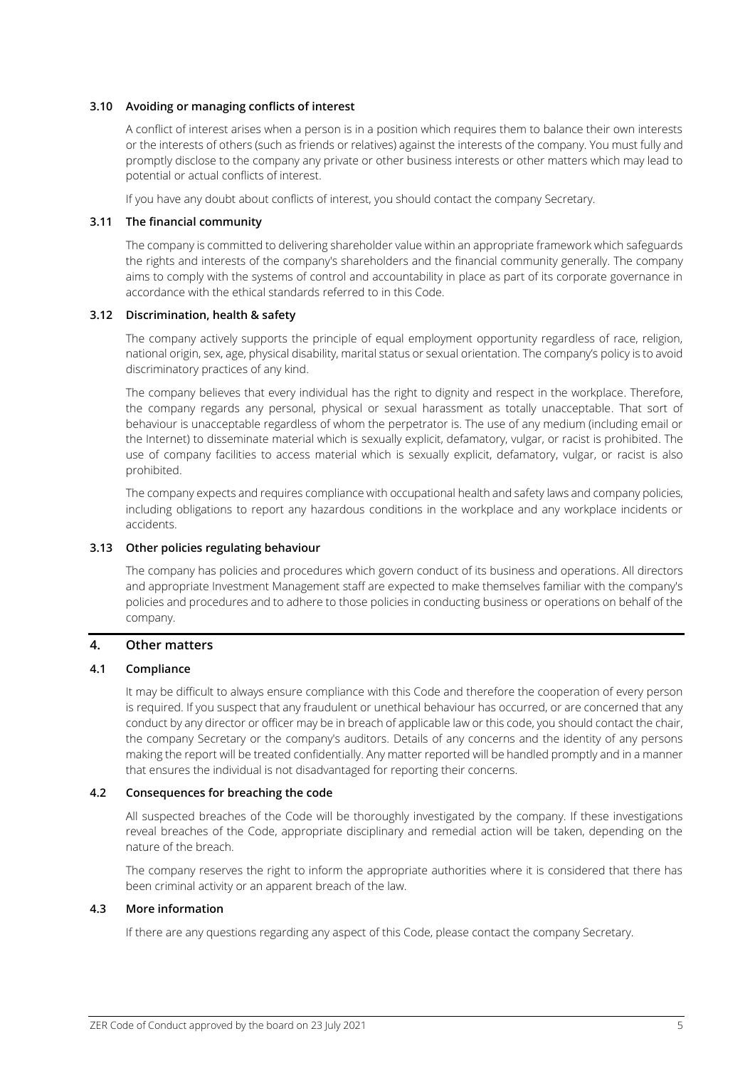### 3.10 Avoiding or managing conflicts of interest

A conflict of interest arises when a person is in a position which requires them to balance their own interests or the interests of others (such as friends or relatives) against the interests of the company. You must fully and promptly disclose to the company any private or other business interests or other matters which may lead to potential or actual conflicts of interest.

If you have any doubt about conflicts of interest, you should contact the company Secretary.

### 3.11 The financial community

The company is committed to delivering shareholder value within an appropriate framework which safeguards the rights and interests of the company's shareholders and the financial community generally. The company aims to comply with the systems of control and accountability in place as part of its corporate governance in accordance with the ethical standards referred to in this Code.

### 3.12 Discrimination, health & safety

The company actively supports the principle of equal employment opportunity regardless of race, religion, national origin, sex, age, physical disability, marital status or sexual orientation. The company's policy is to avoid discriminatory practices of any kind.

The company believes that every individual has the right to dignity and respect in the workplace. Therefore, the company regards any personal, physical or sexual harassment as totally unacceptable. That sort of behaviour is unacceptable regardless of whom the perpetrator is. The use of any medium (including email or the Internet) to disseminate material which is sexually explicit, defamatory, vulgar, or racist is prohibited. The use of company facilities to access material which is sexually explicit, defamatory, vulgar, or racist is also prohibited.

The company expects and requires compliance with occupational health and safety laws and company policies, including obligations to report any hazardous conditions in the workplace and any workplace incidents or accidents.

### 3.13 Other policies regulating behaviour

The company has policies and procedures which govern conduct of its business and operations. All directors and appropriate Investment Management staff are expected to make themselves familiar with the company's policies and procedures and to adhere to those policies in conducting business or operations on behalf of the company.

## 4. Other matters

### 4.1 Compliance

It may be difficult to always ensure compliance with this Code and therefore the cooperation of every person is required. If you suspect that any fraudulent or unethical behaviour has occurred, or are concerned that any conduct by any director or officer may be in breach of applicable law or this code, you should contact the chair, the company Secretary or the company's auditors. Details of any concerns and the identity of any persons making the report will be treated confidentially. Any matter reported will be handled promptly and in a manner that ensures the individual is not disadvantaged for reporting their concerns.

### 4.2 Consequences for breaching the code

All suspected breaches of the Code will be thoroughly investigated by the company. If these investigations reveal breaches of the Code, appropriate disciplinary and remedial action will be taken, depending on the nature of the breach.

The company reserves the right to inform the appropriate authorities where it is considered that there has been criminal activity or an apparent breach of the law.

### 4.3 More information

If there are any questions regarding any aspect of this Code, please contact the company Secretary.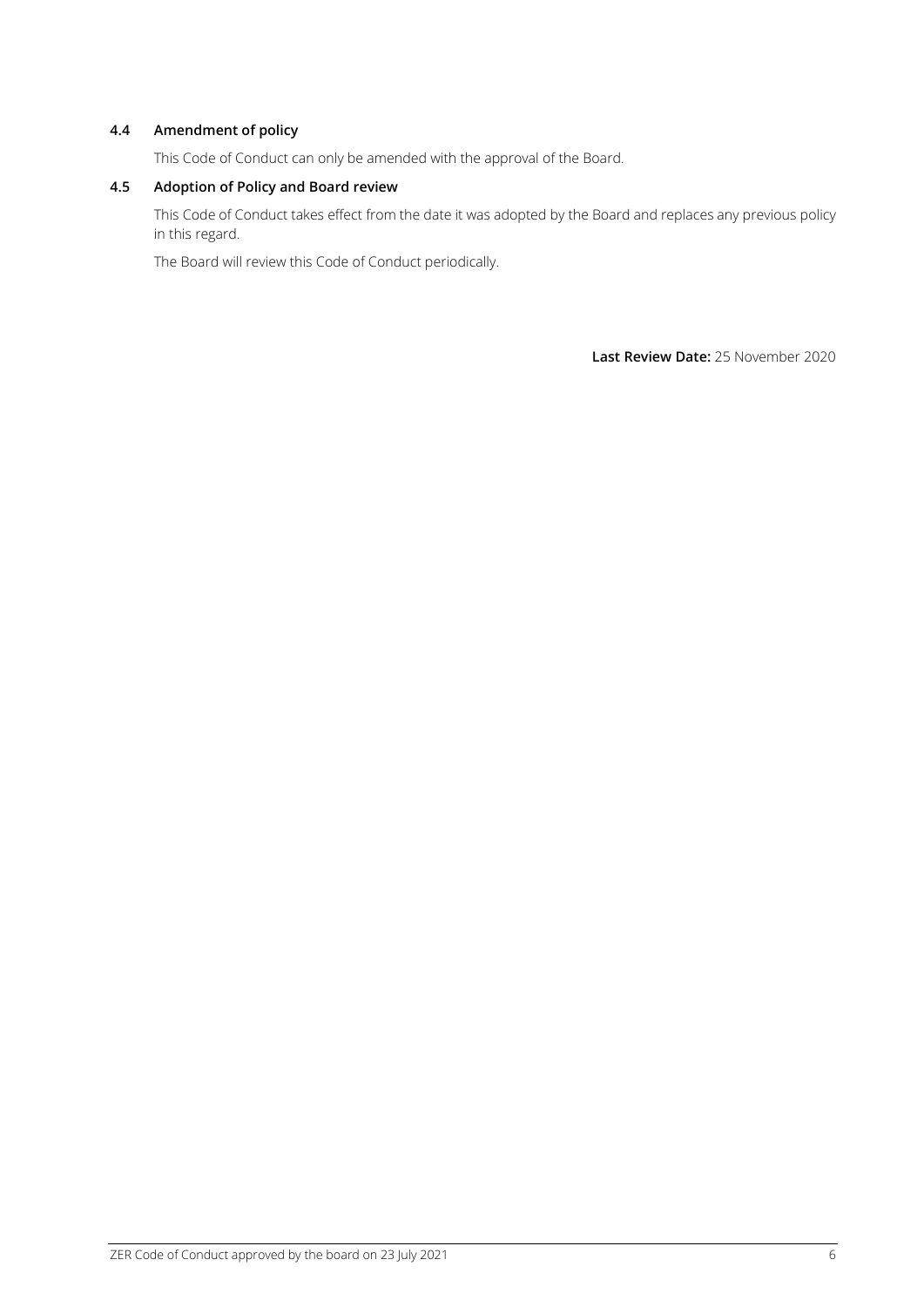### 4.4 Amendment of policy

This Code of Conduct can only be amended with the approval of the Board.

### 4.5 Adoption of Policy and Board review

This Code of Conduct takes effect from the date it was adopted by the Board and replaces any previous policy in this regard.

The Board will review this Code of Conduct periodically.

**Last Review Date:** 25 November 2020